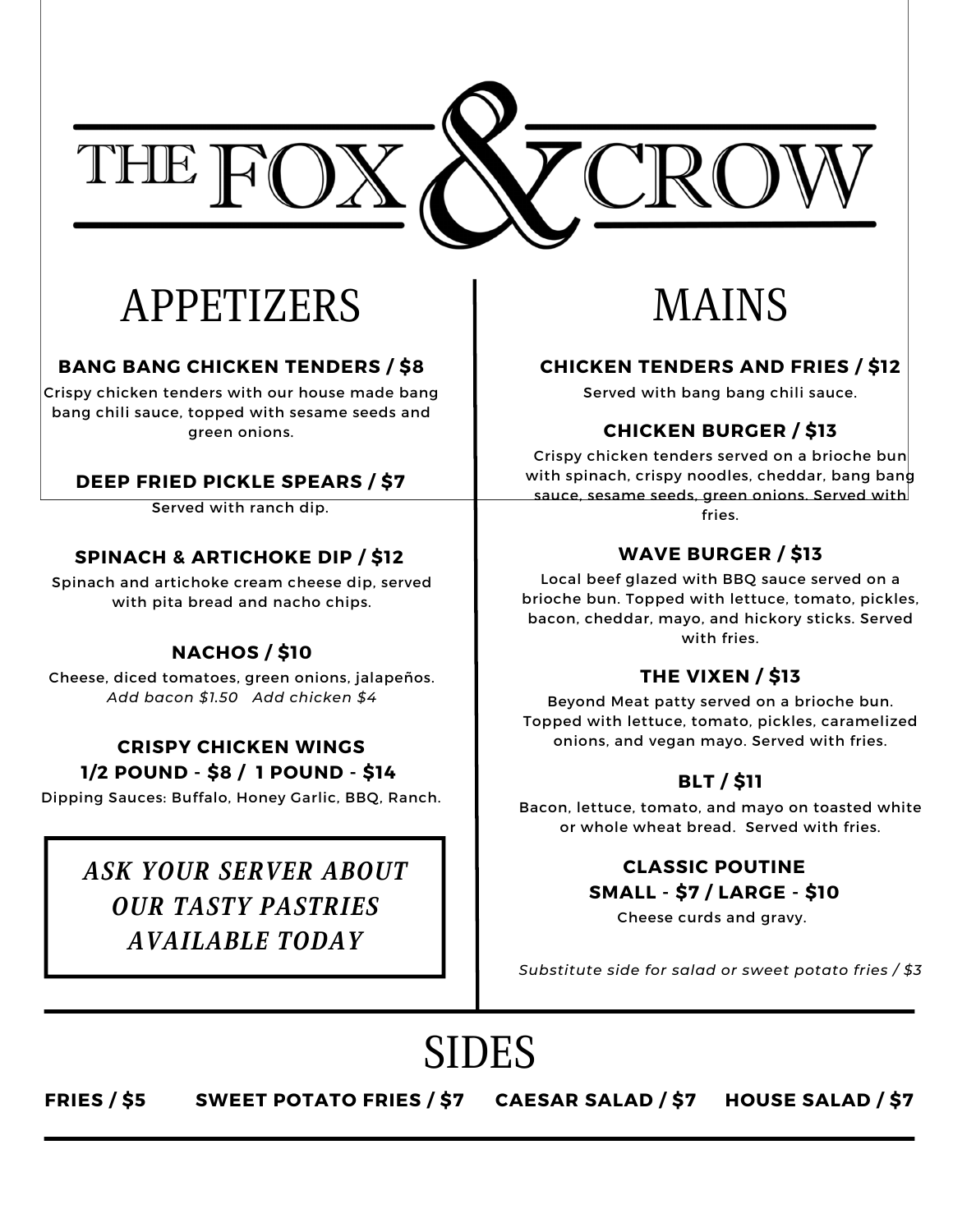# THE FOX & CROW

## APPETIZERS

### BANG BANG CHICKEN TENDERS / $8

Crispy chicken tenders with our house made bang bang chili sauce, topped with sesame seeds and green onions.

### DEEP FRIED PICKLE SPEARS / $7

Served with ranch dip.

### SPINACH & ARTICHOKE DIP / $12

Spinach and artichoke cream cheese dip, served with pita bread and nacho chips.

### NACHOS / $10

Cheese, diced tomatoes, green onions, jalapeños.
*Add bacon $1.50   Add chicken $4*

### CRISPY CHICKEN WINGS
### 1/2 POUND - $8 / 1 POUND - $14

Dipping Sauces: Buffalo, Honey Garlic, BBQ, Ranch.

*ASK YOUR SERVER ABOUT OUR TASTY PASTRIES AVAILABLE TODAY*

## MAINS

### CHICKEN TENDERS AND FRIES / $12

Served with bang bang chili sauce.

### CHICKEN BURGER / $13

Crispy chicken tenders served on a brioche bun with spinach, crispy noodles, cheddar, bang bang sauce, sesame seeds, green onions. Served with fries.

### WAVE BURGER / $13

Local beef glazed with BBQ sauce served on a brioche bun. Topped with lettuce, tomato, pickles, bacon, cheddar, mayo, and hickory sticks. Served with fries.

### THE VIXEN / $13

Beyond Meat patty served on a brioche bun. Topped with lettuce, tomato, pickles, caramelized onions, and vegan mayo. Served with fries.

### BLT / $11

Bacon, lettuce, tomato, and mayo on toasted white or whole wheat bread. Served with fries.

### CLASSIC POUTINE
### SMALL - $7 / LARGE - $10

Cheese curds and gravy.

*Substitute side for salad or sweet potato fries / $3*

## SIDES

**FRIES / $5**    **SWEET POTATO FRIES / $7**    **CAESAR SALAD / $7**    **HOUSE SALAD / $7**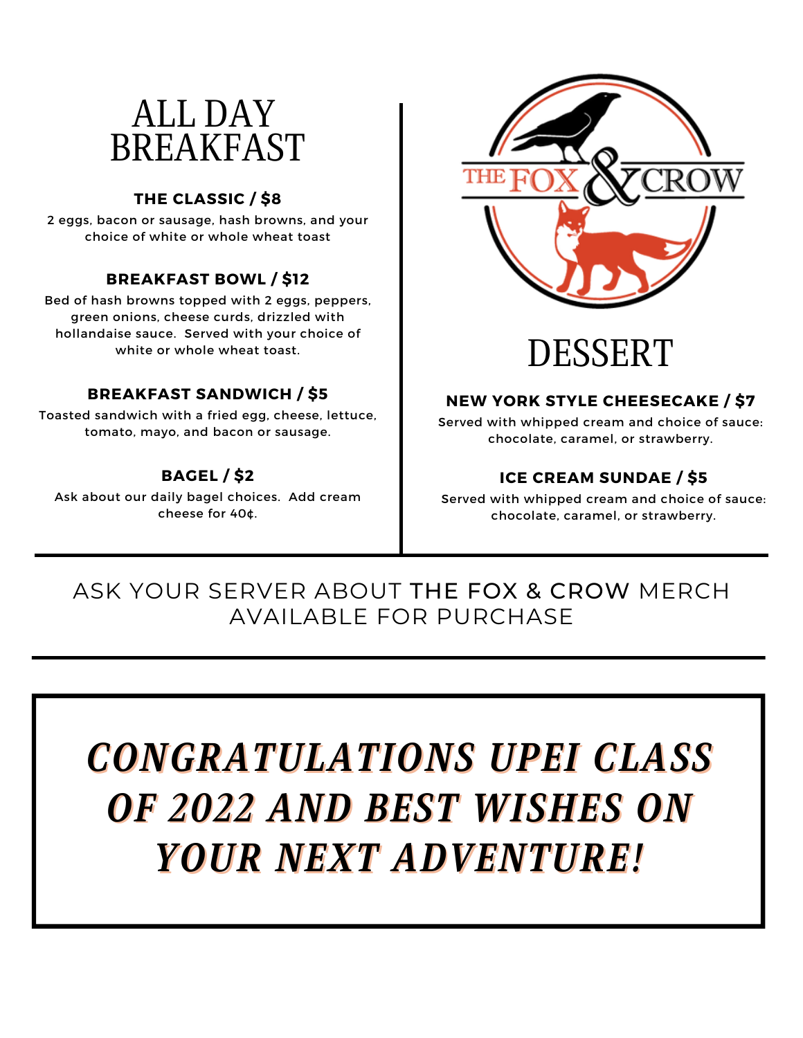# ALL DAY BREAKFAST

**THE CLASSIC / $8**

2 eggs, bacon or sausage, hash browns, and your choice of white or whole wheat toast

**BREAKFAST BOWL / $12**

Bed of hash browns topped with 2 eggs, peppers, green onions, cheese curds, drizzled with hollandaise sauce. Served with your choice of white or whole wheat toast.

**BREAKFAST SANDWICH / $5**

Toasted sandwich with a fried egg, cheese, lettuce, tomato, mayo, and bacon or sausage.

**BAGEL / $2**

Ask about our daily bagel choices. Add cream cheese for 40¢.

THE FOX & CROW

# DESSERT

**NEW YORK STYLE CHEESECAKE / $7**

Served with whipped cream and choice of sauce: chocolate, caramel, or strawberry.

**ICE CREAM SUNDAE / $5**

Served with whipped cream and choice of sauce: chocolate, caramel, or strawberry.

---

ASK YOUR SERVER ABOUT THE FOX & CROW MERCH AVAILABLE FOR PURCHASE

---

***CONGRATULATIONS UPEI CLASS OF 2022 AND BEST WISHES ON YOUR NEXT ADVENTURE!***